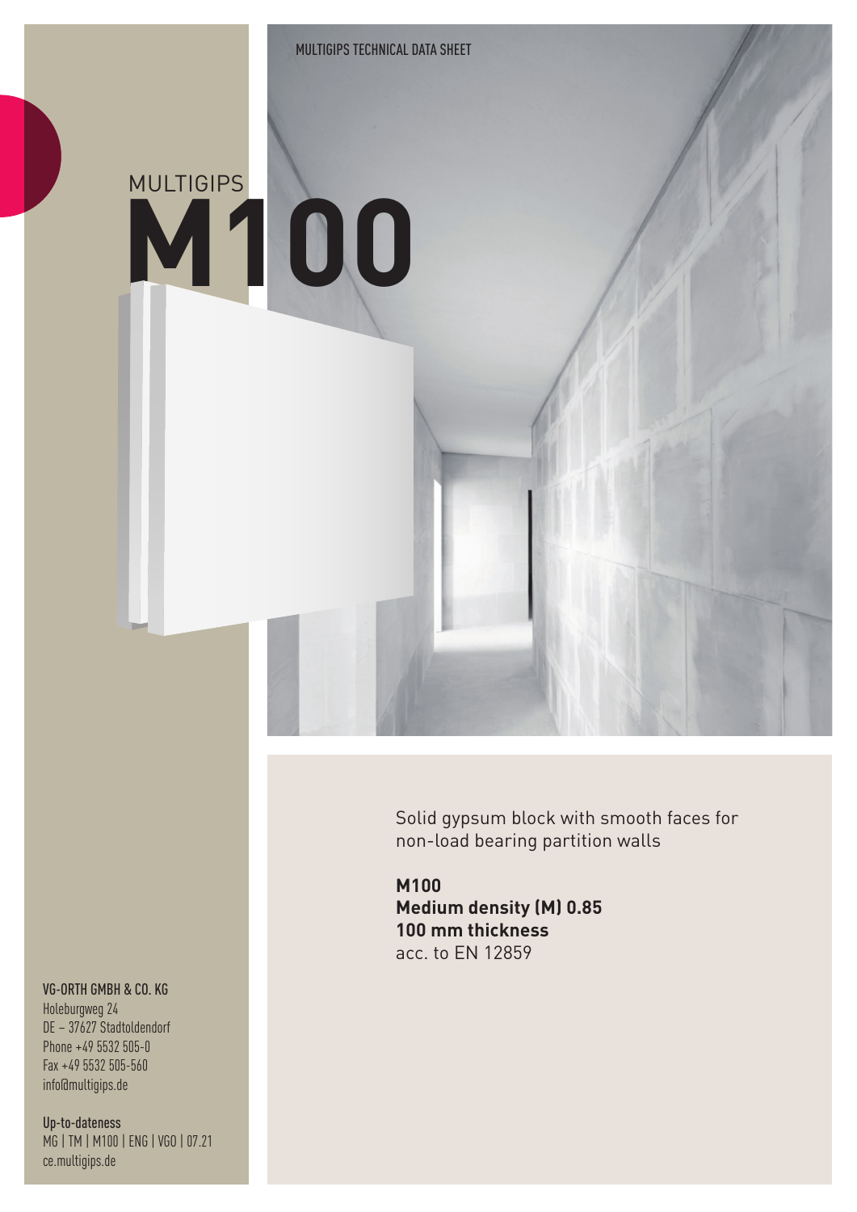MULTIGIPS TECHNICAL DATA SHEET

# MULTIGIPS M100

Solid gypsum block with smooth faces for non-load bearing partition walls

**M100**
**Medium density (M) 0.85**
**100 mm thickness**
acc. to EN 12859

VG-ORTH GMBH & CO. KG
Holeburgweg 24
DE – 37627 Stadtoldendorf
Phone +49 5532 505-0
Fax +49 5532 505-560
info@multigips.de

Up-to-dateness
MG | TM | M100 | ENG | VGO | 07.21
ce.multigips.de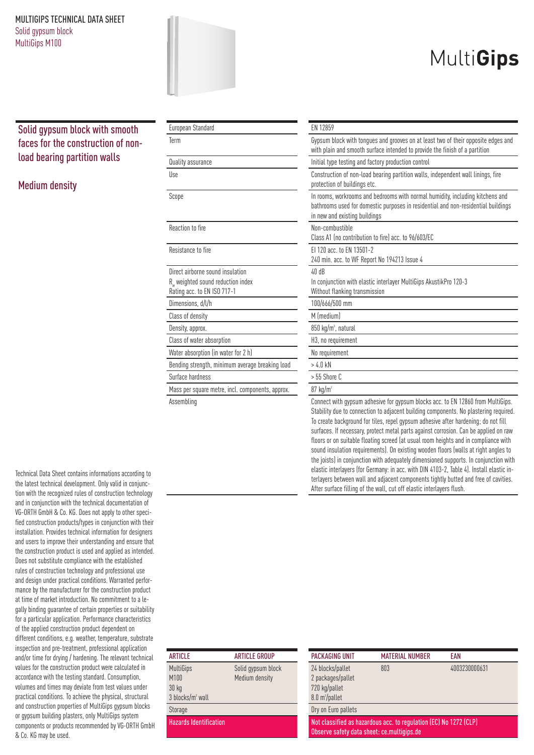MULTIGIPS TECHNICAL DATA SHEET
Solid gypsum block
MultiGips M100

MultiGips

## Solid gypsum block with smooth faces for the construction of non-load bearing partition walls

## Medium density

| | |
|---|---|
| European Standard | EN 12859 |
| Term | Gypsum block with tongues and grooves on at least two of their opposite edges and with plain and smooth surface intended to provide the finish of a partition |
| Quality assurance | Initial type testing and factory production control |
| Use | Construction of non-load bearing partition walls, independent wall linings, fire protection of buildings etc. |
| Scope | In rooms, workrooms and bedrooms with normal humidity, including kitchens and bathrooms used for domestic purposes in residential and non-residential buildings in new and existing buildings |
| Reaction to fire | Non-combustible<br>Class A1 (no contribution to fire) acc. to 96/603/EC |
| Resistance to fire | EI 120 acc. to EN 13501-2<br>240 min. acc. to WF Report No 194213 Issue 4 |
| Direct airborne sound insulation<br>$R_w$ weighted sound reduction index<br>Rating acc. to EN ISO 717-1 | 40 dB<br>In conjunction with elastic interlayer MultiGips AkustikPro 120-3<br>Without flanking transmission |
| Dimensions, d/l/h | 100/666/500 mm |
| Class of density | M (medium) |
| Density, approx. | 850 kg/m³, natural |
| Class of water absorption | H3, no requirement |
| Water absorption (in water for 2 h) | No requirement |
| Bending strength, minimum average breaking load | > 4.0 kN |
| Surface hardness | > 55 Shore C |
| Mass per square metre, incl. components, approx. | 87 kg/m² |
| Assembling | Connect with gypsum adhesive for gypsum blocks acc. to EN 12860 from MultiGips. Stability due to connection to adjacent building components. No plastering required. To create background for tiles, repel gypsum adhesive after hardening; do not fill surfaces. If necessary, protect metal parts against corrosion. Can be applied on raw floors or on suitable floating screed (at usual room heights and in compliance with sound insulation requirements). On existing wooden floors (walls at right angles to the joists) in conjunction with adequately dimensioned supports. In conjunction with elastic interlayers (for Germany: in acc. with DIN 4103-2, Table 4). Install elastic interlayers between wall and adjacent components tightly butted and free of cavities. After surface filling of the wall, cut off elastic interlayers flush. |

Technical Data Sheet contains informations according to the latest technical development. Only valid in conjunction with the recognized rules of construction technology and in conjunction with the technical documentation of VG-ORTH GmbH & Co. KG. Does not apply to other specified construction products/types in conjunction with their installation. Provides technical information for designers and users to improve their understanding and ensure that the construction product is used and applied as intended. Does not substitute compliance with the established rules of construction technology and professional use and design under practical conditions. Warranted performance by the manufacturer for the construction product at time of market introduction. No commitment to a legally binding guarantee of certain properties or suitability for a particular application. Performance characteristics of the applied construction product dependent on different conditions, e.g. weather, temperature, substrate inspection and pre-treatment, professional application and/or time for drying / hardening. The relevant technical values for the construction product were calculated in accordance with the testing standard. Consumption, volumes and times may deviate from test values under practical conditions. To achieve the physical, structural and construction properties of MultiGips gypsum blocks or gypsum building plasters, only MultiGips system components or products recommended by VG-ORTH GmbH & Co. KG may be used.

| ARTICLE | ARTICLE GROUP | PACKAGING UNIT | MATERIAL NUMBER | EAN |
|---|---|---|---|---|
| MultiGips<br>M100<br>30 kg<br>3 blocks/m² wall | Solid gypsum block<br>Medium density | 24 blocks/pallet<br>2 packages/pallet<br>720 kg/pallet<br>8.0 m²/pallet | 803 | 4003230000631 |
| Storage | | Dry on Euro pallets | | |
| Hazards Identification | | Not classified as hazardous acc. to regulation (EC) No 1272 (CLP)<br>Observe safety data sheet: ce.multigips.de | | |